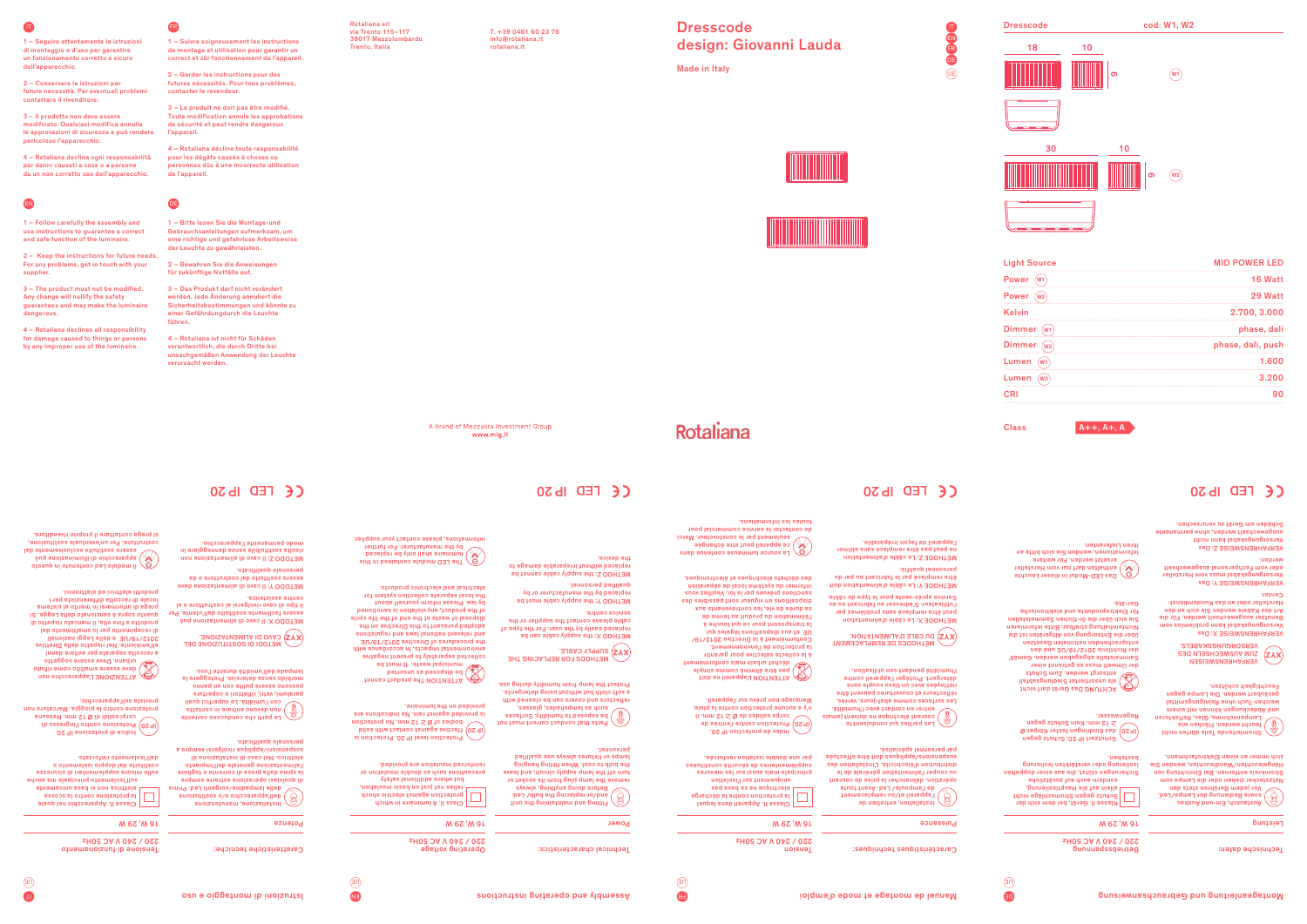**IT**

1 – Seguire attentamente le istruzioni di montaggio e d'uso per garantire un funzionamento corretto e sicuro dell'apparecchio.

2 – Conservare le istruzioni per future necessità. Per eventuali problemi contattare il rivenditore.

3 – Il prodotto non deve essere modificato. Qualsiasi modifica annulla le approvazioni di sicurezza e può rendere pericoloso l'apparecchio.

4 – Rotaliana declina ogni responsabilità per danni causati a cose o a persone da un non corretto uso dell'apparecchio.

**FR**

1 – Suivre soigneusement les instructions de montage et utilisation pour garantir un correct et sûr fonctionnement de l'appareil.

2 – Garder les instructions pour des futures nécessités. Pour tous problèmes, contacter le revendeur.

3 – Le produit ne doit pas être modifié. Toute modification annule les approbations de sécurité et peut rendre dangereux l'appareil.

4 – Rotaliana décline toute responsabilité pour les dégâts causés à choses ou personnes dûs à une incorrecte utilisation de l'appareil.

**EN**

1 – Follow carefully the assembly and use instructions to guarantee a correct and safe function of the luminaire.

2 – Keep the instructions for future needs. For any problems, get in touch with your supplier.

3 – The product must not be modified. Any change will nullify the safety guarantees and may make the luminaire dangerous.

4 – Rotaliana declines all responsibility for damage caused to things or persons by any improper use of the luminaire.

**DE**

1 – Bitte lesen Sie die Montage-und Gebrauchsanleitungen aufmerksam, um eine richtige und gefahrlose Arbeitsweise der Leuchte zu gewährleisten.

2 – Bewahren Sie die Anweisungen für zukünftige Notfälle auf.

3 – Das Produkt darf nicht verändert werden. Jede Änderung annulliert die Sicherheitsbestimmungen und könnte zu einer Gefährdungdurch die Leuchte führen.

4 – Rotaliana ist nicht für Schäden verantwortlich, die durch Dritte bei unsachgemäßen Anwendung der Leuchte verursacht werden.

Rotaliana srl
via Trento 115–117
38017 Mezzolombardo
Trento, Italia

T. +39 0461 60 23 76
info@rotaliana.it
rotaliana.it

A Brand of Mezzalira Investment Group
www.mig.it

# Dresscode
## design: Giovanni Lauda

Made in Italy

IT EN FR DE UE

Rotaliana

Dresscode — cod: W1, W2

W1: 18 – 10 – 9
W2: 30 – 10 – 9

| Light Source | MID POWER LED |
|---|---|
| Power (W1) | 16 Watt |
| Power (W2) | 29 Watt |
| Kelvin | 2.700, 3.000 |
| Dimmer (W1) | phase, dali |
| Dimmer (W2) | phase, dali, push |
| Lumen (W1) | 1.600 |
| Lumen (W2) | 3.200 |
| CRI | 90 |

Class A++, A+, A

---

## Istruzioni di montaggio e uso (IT)

Caratteristiche tecniche:

| Tensione di funzionamento | 220 / 240 V AC 50Hz |
|---|---|
| Potenza | 16 W, 29 W |

Installazione, manutenzione dell'apparecchio e/o sostituzione della lampadina/sorgenti Led. Prima di qualsiasi operazione estrarre sempre la spina dalla presa di corrente o togliere l'alimentazione generale dell'impianto elettrico. Nel caso di installazione a sospensione/applique rivolgersi sempre a personale qualificato.

Classe II. Apparecchio nel quale la protezione contro la scossa elettrica non si basa unicamente sull'isolamento principale ma anche sulle misure supplementari di sicurezza costituite dal doppio isolamento o dall'isolamento rinforzato.

Indice di protezione IP 20. Protezione contro l'ingresso di corpi solidi di Ø 12 mm. Nessuna protezione contro la pioggia. Marcatura non prevista sull'apparecchio.

Le parti che conducono corrente non devono entrare in contatto con l'umidità. Le superfici quali paralumi, vetri, riflettori e coperture possono essere pulite con un panno morbido senza detersivi. Proteggere la lampada dall'umidità durante l'uso.

ATTENZIONE L'apparecchio non deve essere smaltito come rifiuto urbano. Deve essere soggetto a raccolta separata per evitare danni all'ambiente. Nel rispetto della Direttiva 2012/19/UE e delle Leggi nazionali di recepimento per lo smaltimento del prodotto a fine vita, il mancato rispetto di quanto sopra è sanzionato dalla Legge. Si prega di informarsi in merito al sistema locale di raccolta differenziata per i prodotti elettrici ed elettronici.

METODI DI SOSTITUZIONE DEL CAVO DI ALIMENTAZIONE.
METODO X: il cavo di alimentazione può essere facilmente sostituito dall'utente. Per il tipo di cavo rivolgersi al costruttore o al centro assistenza.
METODO Y: Il cavo di alimentazione deve essere sostituito dal costruttore o da personale qualificato.
METODO Z: il cavo di alimentazione non risulta sostituibile senza danneggiare in modo permanente l'apparecchio.

Il modulo Led contenuto in questo apparecchio di illuminazione può essere sostituito esclusivamente dal costruttore. Per ulteriori informazioni si prega contattare il proprio rivenditore.

CE LED IP 20

## Assembly and operating instructions (EN)

Technical characteristics:

| Operating voltage | 220 / 240 V AC 50Hz |
|---|---|
| Power | 16 W, 29 W |

Fitting and maintaining the unit and/or replacing the bulb/Led. Before doing anything, always remove the lamp plug from its socket or turn off the lamp supply circuit, and leave the bulb to cool. When fitting hanging lamps or fixtures always use qualified personnel.

Class II. A luminaire in which protection against electric shock relies not just on basic insulation, but where additional safety precautions such as double insulation or reinforced insulation are provided.

Protection level IP 20. Protection is effective against contact with solid bodies of Ø ≥ 12 mm. No protection is provided against rain. No indications are provided on the luminaire.

Parts that conduct current must not be exposed to humidity. Surfaces such as lampshades, glasses, reflectors and covers can be cleaned with a soft cloth but without using detergents. Protect the lamp from humidity during use.

ATTENTION The product cannot be disposed as unsorted municipal waste. It must be collected separately to prevent negative environmental impacts. In accordance with the procedures of Directive 2012/19/UE and relevant national laws and regulations adopted pursuant to this Directive on the disposal of waste at the end of the life cycle of this product, any violation is sanctioned by law. Please inform yourself about the local separate collection system for electrical and electronic products.

METHODS FOR REPLACING THE SUPPLY CABLE.
METHOD X: the supply cable can be replaced easily by the user. For the type of cable please contact the supplier or the service centre.
METHOD Y: the supply cable must be replaced by the manufacturer or by qualified personnel.
METHOD Z: the supply cable cannot be replaced without irreparable damage to the device.

The LED module contained in this luminaire shall only be replaced by the manufacturer. For further informations, please contact your supplier.

CE LED IP 20

## Manuel de montage et mode d'emploi (FR)

Caractéristiques techniques:

| Tension | 220 / 240 V AC 50Hz |
|---|---|
| Puissance | 16 W, 29 W |

Installation, entretien de l'appareil et/ou remplacement de l'ampoule/ Led. Avant toute opération, débrancher la prise du courant ou couper l'alimentation générale de la distribution d'électricité. L'installation des suspensions/appliqués doit être effectuée par personnel spécialisé.

Classe II. Appareil dans lequel la protection contre le choc électrique ne se base pas uniquement sur l'isolation principale mais aussi sur les mesures supplémentaires de sécurité constituées par une double isolation renforcée.

Index de protection IP 20. Protection contre l'entrée de corps solides de Ø 12 mm. Il n'y a aucune protection contre la pluie. Marquage non prévu sur l'appareil.

Les parties qui conduisent le courant électrique ne doivent jamais entrer en contact avec l'humidité. Les surfaces comme abat-jours, verres, réflecteurs et couvertures peuvent être nettoyées avec un tissu souple sans détergent. Protéger l'appareil contre l'humidité pendant son utilisation.

ATTENTION L'appareil ne doit pas être éliminé comme simple déchet urbain mais conformément à la collecte sélective pour garantir la protection de l'environnement. Conformément à la Directive 2012/19/UE et aux dispositions légales qui la transposent pour ce qui touche à l'élimination du produit au terme de sa durée de vie, les contrevenants aux dispositions en vigueur sont passibles des sanctions prévues par la loi. Veuillez vous informer sur le système local de séparation des déchets électriques et électroniques.

MÉTHODES DE REMPLACEMENT DU CÂBLE D'ALIMENTATION.
MÉTHODE X: Le câble d'alimentation peut être remplacé sans problèmes par l'utilisateur. S'adresser au fabricant ou au Service après-vente pour le type de câble.
MÉTHODE Y: Le câble d'alimentation doit être remplacé par le fabricant ou par du personnel qualifié.
MÉTHODE Z: Le câble d'alimentation ne peut pas être remplacé sans abîmer l'appareil de façon irréparable.

La source lumineuse contenue dans ce appareil peut être échangée seulement par le constructeur. Merci de contacter le service commercial pour toutes les informations.

CE LED IP 20

## Montageanleitung und Gebrauchsanweisung (DE)

Technische daten:

| Betriebsspannung | 220 / 240 V AC 50Hz |
|---|---|
| Leistung | 16 W, 29 W |

Ausbau, Ein- und Ausbau sowie Bedienung der Lampe/Led. Vor jedem Berühren stets den Netzstecker ziehen oder die Lampe vom Stromkreis entfernen. Bei Einrichtung von Hängeleuchten/Wandleuchten, wenden Sie sich immer an einen Elektrofachmann.

Klasse II. Gerät, bei dem sich der Schutz gegen Stromschläge nicht allein auf die Hauptisolierung, sondern auch auf zusätzliche Sicherungen stützt, die aus einer doppelten Isolierung oder verstärkten Isolierung bestehen.

Schutzart IP 20. Schutz gegen das Eindringen fester Körper Ø ≥ 12 mm. Kein Schutz gegen Regenwasser.

Stromleitende Teile dürfen nicht feucht werden. Flächen wie Lampenschirme, Glas, Reflektoren und Abdeckungen können mit einem weichen Tuch ohne Reinigungsmittel gesäubert werden. Die Lampe gegen Feuchtigkeit schützen.

ACHTUNG Das Gerät darf nicht als unsortierter Siedlungsabfall entsorgt werden. Zum Schutz der Umwelt muss es getrennt einer Sammelstelle abgegeben werden. Gemäß der Richtlinie 2012/19/UE und den entsprechenden nationalen Gesetzen über die Entsorgung von Altgeräten ist die Nichteinhaltung strafbar. Bitte informieren Sie sich über die örtlichen Sammelstellen für Elektroprodukte und elektronische Geräte.

VERFAHRENSWEISEN ZUM AUSWECHSELN DES VERSORGUNGSKABELS.
VERFAHRENSWEISE X: Das Versorgungskabel kann problemlos vom Benutzer ausgewechselt werden. Für die Art des Kabels wenden Sie sich an den Hersteller oder an das Kundendienst-Center.
VERFAHRENSWEISE Y: Das Versorgungskabel muss vom Hersteller oder vom Fachpersonal ausgewechselt werden.
VERFAHRENSWEISE Z: Das Versorgungskabel kann nicht ausgewechselt werden, ohne permanente Schäden am Gerät zu verursachen.

Das LED-Modul in dieser Leuchte darf nur vom Hersteller ersetzt werden. Für weitere Informationen, wenden Sie sich bitte an Ihren Lieferanten.

CE LED IP 20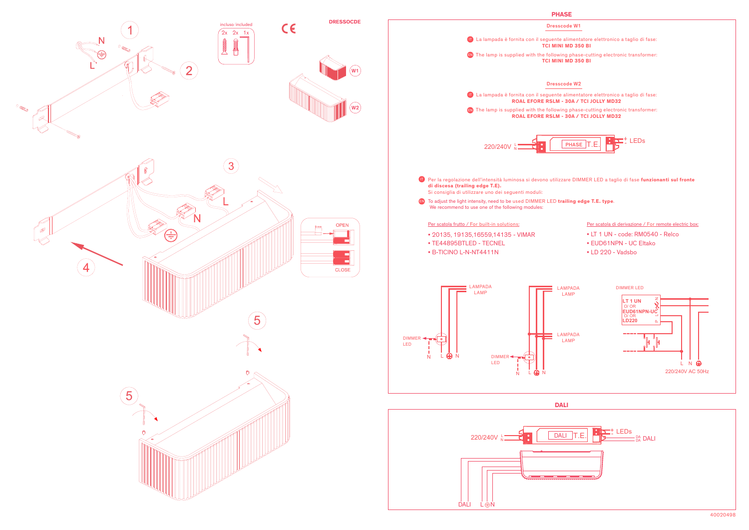DRESSOCDE

incluso included

2x 2x 1x

W1

W2

OPEN

CLOSE

## PHASE

### Dresscode W1

IT La lampada è fornita con il seguente alimentatore elettronico a taglio di fase:
**TCI MINI MD 350 BI**

EN The lamp is supplied with the following phase-cutting electronic transformer:
**TCI MINI MD 350 BI**

### Dresscode W2

IT La lampada è fornita con il seguente alimentatore elettronico a taglio di fase:
**ROAL EFORE RSLM - 30A / TCI JOLLY MD32**

EN The lamp is supplied with the following phase-cutting electronic transformer:
**ROAL EFORE RSLM - 30A / TCI JOLLY MD32**

220/240V L N — PHASE T.E. — + − LEDs

IT Per la regolazione dell'intensità luminosa si devono utilizzare DIMMER LED a taglio di fase **funzionanti sul fronte di discesa (trailing edge T.E.).**
Si consiglia di utilizzare uno dei seguenti moduli:

EN To adjust the light intensity, need to be used DIMMER LED **trailing edge T.E. type**.
We recommend to use one of the following modules:

Per scatola frutto / For built-in solutions:

- 20135, 19135,16559,14135 - VIMAR
- TE44895BTLED - TECNEL
- B-TICINO L-N-NT4411N

Per scatola di derivazione / For remote electric box:

- LT 1 UN - code: RM0540 - Relco
- EUD61NPN - UC Eltako
- LD 220 - Vadsbo

LAMPADA LAMP

DIMMER LED

N L N

LAMPADA LAMP

LAMPADA LAMP

DIMMER LED

N L N

DIMMER LED

LT 1 UN
O/ OR
EUD61NPN-UC
O/ OR
LD220

L N

220/240V AC 50Hz

## DALI

220/240V L N — DALI T.E. — + − LEDs — DA DA DALI

DALI L N

40020498